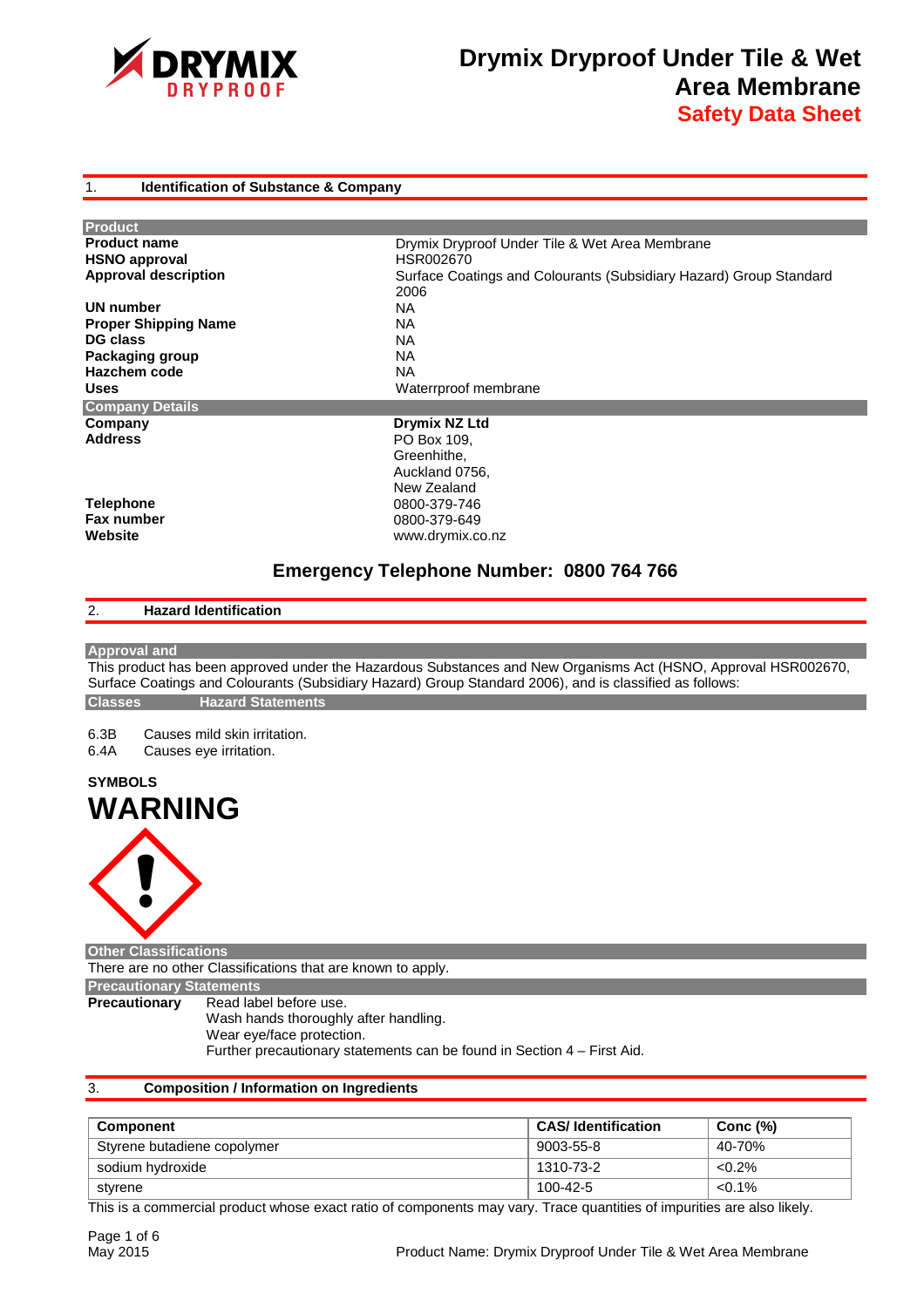# Drymix Dryproof Under Tile & Wet Area Membrane

## Safety Data Sheet

## 1. Identification of Substance & Company

**Product**

| | |
|---|---|
| **Product name** | Drymix Dryproof Under Tile & Wet Area Membrane |
| **HSNO approval** | HSR002670 |
| **Approval description** | Surface Coatings and Colourants (Subsidiary Hazard) Group Standard 2006 |
| **UN number** | NA |
| **Proper Shipping Name** | NA |
| **DG class** | NA |
| **Packaging group** | NA |
| **Hazchem code** | NA |
| **Uses** | Waterrproof membrane |

**Company Details**

| | |
|---|---|
| **Company** | **Drymix NZ Ltd** |
| **Address** | PO Box 109, Greenhithe, Auckland 0756, New Zealand |
| **Telephone** | 0800-379-746 |
| **Fax number** | 0800-379-649 |
| **Website** | www.drymix.co.nz |

**Emergency Telephone Number: 0800 764 766**

## 2. Hazard Identification

**Approval and**

This product has been approved under the Hazardous Substances and New Organisms Act (HSNO, Approval HSR002670, Surface Coatings and Colourants (Subsidiary Hazard) Group Standard 2006), and is classified as follows:

| Classes | Hazard Statements |
|---|---|
| 6.3B | Causes mild skin irritation. |
| 6.4A | Causes eye irritation. |

**SYMBOLS**

# WARNING

**Other Classifications**

There are no other Classifications that are known to apply.

**Precautionary Statements**

**Precautionary**
- Read label before use.
- Wash hands thoroughly after handling.
- Wear eye/face protection.
- Further precautionary statements can be found in Section 4 – First Aid.

## 3. Composition / Information on Ingredients

| Component | CAS/ Identification | Conc (%) |
|---|---|---|
| Styrene butadiene copolymer | 9003-55-8 | 40-70% |
| sodium hydroxide | 1310-73-2 | <0.2% |
| styrene | 100-42-5 | <0.1% |

This is a commercial product whose exact ratio of components may vary. Trace quantities of impurities are also likely.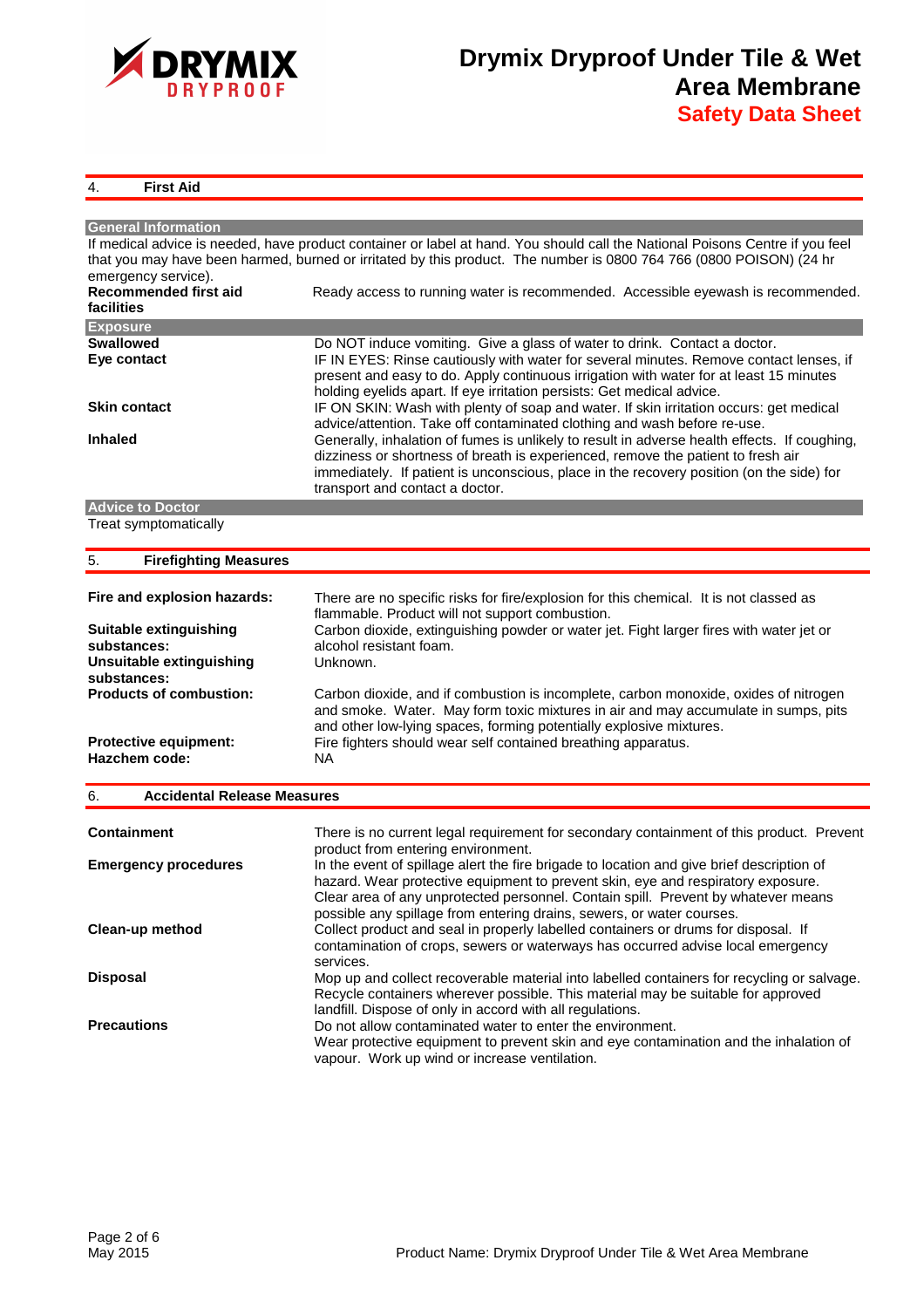## 4. First Aid

### General Information

If medical advice is needed, have product container or label at hand. You should call the National Poisons Centre if you feel that you may have been harmed, burned or irritated by this product. The number is 0800 764 766 (0800 POISON) (24 hr emergency service).

| | |
|---|---|
| **Recommended first aid facilities** | Ready access to running water is recommended. Accessible eyewash is recommended. |

### Exposure

| | |
|---|---|
| **Swallowed** | Do NOT induce vomiting. Give a glass of water to drink. Contact a doctor. |
| **Eye contact** | IF IN EYES: Rinse cautiously with water for several minutes. Remove contact lenses, if present and easy to do. Apply continuous irrigation with water for at least 15 minutes holding eyelids apart. If eye irritation persists: Get medical advice. |
| **Skin contact** | IF ON SKIN: Wash with plenty of soap and water. If skin irritation occurs: get medical advice/attention. Take off contaminated clothing and wash before re-use. |
| **Inhaled** | Generally, inhalation of fumes is unlikely to result in adverse health effects. If coughing, dizziness or shortness of breath is experienced, remove the patient to fresh air immediately. If patient is unconscious, place in the recovery position (on the side) for transport and contact a doctor. |

### Advice to Doctor

Treat symptomatically

## 5. Firefighting Measures

| | |
|---|---|
| **Fire and explosion hazards:** | There are no specific risks for fire/explosion for this chemical. It is not classed as flammable. Product will not support combustion. |
| **Suitable extinguishing substances:** | Carbon dioxide, extinguishing powder or water jet. Fight larger fires with water jet or alcohol resistant foam. |
| **Unsuitable extinguishing substances:** | Unknown. |
| **Products of combustion:** | Carbon dioxide, and if combustion is incomplete, carbon monoxide, oxides of nitrogen and smoke. Water. May form toxic mixtures in air and may accumulate in sumps, pits and other low-lying spaces, forming potentially explosive mixtures. |
| **Protective equipment:** | Fire fighters should wear self contained breathing apparatus. |
| **Hazchem code:** | NA |

## 6. Accidental Release Measures

| | |
|---|---|
| **Containment** | There is no current legal requirement for secondary containment of this product. Prevent product from entering environment. |
| **Emergency procedures** | In the event of spillage alert the fire brigade to location and give brief description of hazard. Wear protective equipment to prevent skin, eye and respiratory exposure. Clear area of any unprotected personnel. Contain spill. Prevent by whatever means possible any spillage from entering drains, sewers, or water courses. |
| **Clean-up method** | Collect product and seal in properly labelled containers or drums for disposal. If contamination of crops, sewers or waterways has occurred advise local emergency services. |
| **Disposal** | Mop up and collect recoverable material into labelled containers for recycling or salvage. Recycle containers wherever possible. This material may be suitable for approved landfill. Dispose of only in accord with all regulations. |
| **Precautions** | Do not allow contaminated water to enter the environment. Wear protective equipment to prevent skin and eye contamination and the inhalation of vapour. Work up wind or increase ventilation. |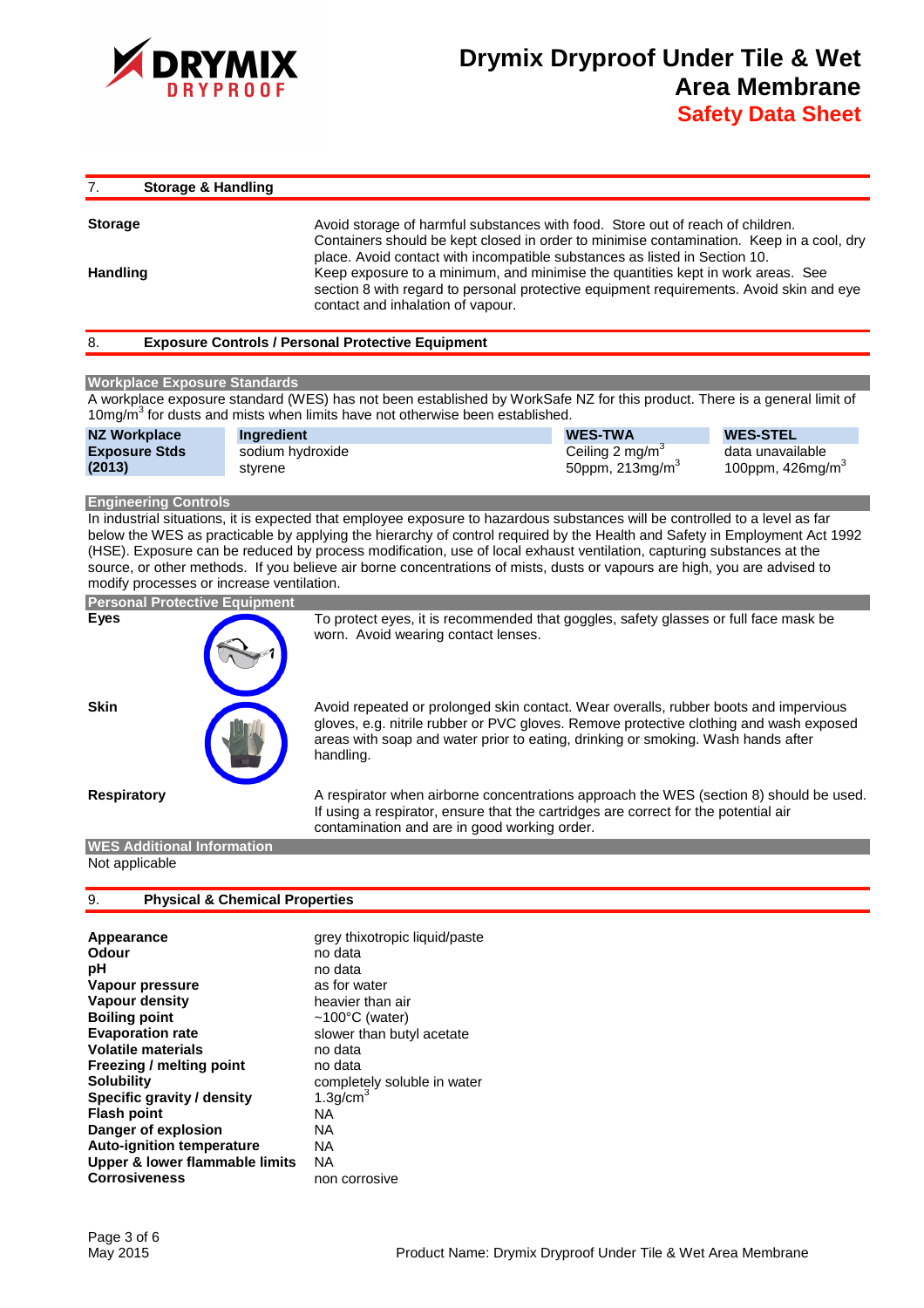## 7. Storage & Handling

**Storage**

Avoid storage of harmful substances with food. Store out of reach of children. Containers should be kept closed in order to minimise contamination. Keep in a cool, dry place. Avoid contact with incompatible substances as listed in Section 10.

**Handling**

Keep exposure to a minimum, and minimise the quantities kept in work areas. See section 8 with regard to personal protective equipment requirements. Avoid skin and eye contact and inhalation of vapour.

## 8. Exposure Controls / Personal Protective Equipment

### Workplace Exposure Standards

A workplace exposure standard (WES) has not been established by WorkSafe NZ for this product. There is a general limit of 10mg/m$^3$ for dusts and mists when limits have not otherwise been established.

| NZ Workplace Exposure Stds (2013) | Ingredient | WES-TWA | WES-STEL |
|---|---|---|---|
| | sodium hydroxide | Ceiling 2 mg/m$^3$ | data unavailable |
| | styrene | 50ppm, 213mg/m$^3$ | 100ppm, 426mg/m$^3$ |

### Engineering Controls

In industrial situations, it is expected that employee exposure to hazardous substances will be controlled to a level as far below the WES as practicable by applying the hierarchy of control required by the Health and Safety in Employment Act 1992 (HSE). Exposure can be reduced by process modification, use of local exhaust ventilation, capturing substances at the source, or other methods. If you believe air borne concentrations of mists, dusts or vapours are high, you are advised to modify processes or increase ventilation.

### Personal Protective Equipment

**Eyes**

To protect eyes, it is recommended that goggles, safety glasses or full face mask be worn. Avoid wearing contact lenses.

**Skin**

Avoid repeated or prolonged skin contact. Wear overalls, rubber boots and impervious gloves, e.g. nitrile rubber or PVC gloves. Remove protective clothing and wash exposed areas with soap and water prior to eating, drinking or smoking. Wash hands after handling.

**Respiratory**

A respirator when airborne concentrations approach the WES (section 8) should be used. If using a respirator, ensure that the cartridges are correct for the potential air contamination and are in good working order.

### WES Additional Information

Not applicable

## 9. Physical & Chemical Properties

| | |
|---|---|
| **Appearance** | grey thixotropic liquid/paste |
| **Odour** | no data |
| **pH** | no data |
| **Vapour pressure** | as for water |
| **Vapour density** | heavier than air |
| **Boiling point** | ~100°C (water) |
| **Evaporation rate** | slower than butyl acetate |
| **Volatile materials** | no data |
| **Freezing / melting point** | no data |
| **Solubility** | completely soluble in water |
| **Specific gravity / density** | 1.3g/cm$^3$ |
| **Flash point** | NA |
| **Danger of explosion** | NA |
| **Auto-ignition temperature** | NA |
| **Upper & lower flammable limits** | NA |
| **Corrosiveness** | non corrosive |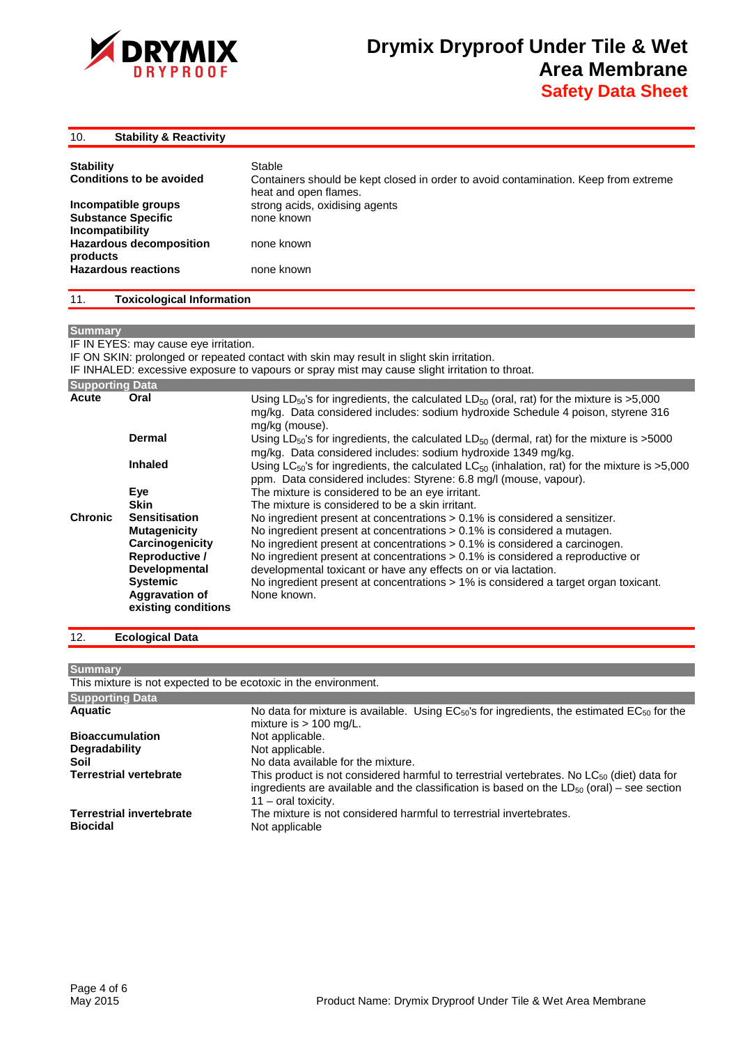## 10. Stability & Reactivity

| | |
|---|---|
| **Stability** | Stable |
| **Conditions to be avoided** | Containers should be kept closed in order to avoid contamination. Keep from extreme heat and open flames. |
| **Incompatible groups** | strong acids, oxidising agents |
| **Substance Specific Incompatibility** | none known |
| **Hazardous decomposition products** | none known |
| **Hazardous reactions** | none known |

## 11. Toxicological Information

### Summary

IF IN EYES: may cause eye irritation.
IF ON SKIN: prolonged or repeated contact with skin may result in slight skin irritation.
IF INHALED: excessive exposure to vapours or spray mist may cause slight irritation to throat.

### Supporting Data

| | | |
|---|---|---|
| **Acute** | **Oral** | Using $LD_{50}$'s for ingredients, the calculated $LD_{50}$ (oral, rat) for the mixture is >5,000 mg/kg. Data considered includes: sodium hydroxide Schedule 4 poison, styrene 316 mg/kg (mouse). |
| | **Dermal** | Using $LD_{50}$'s for ingredients, the calculated $LD_{50}$ (dermal, rat) for the mixture is >5000 mg/kg. Data considered includes: sodium hydroxide 1349 mg/kg. |
| | **Inhaled** | Using $LC_{50}$'s for ingredients, the calculated $LC_{50}$ (inhalation, rat) for the mixture is >5,000 ppm. Data considered includes: Styrene: 6.8 mg/l (mouse, vapour). |
| | **Eye** | The mixture is considered to be an eye irritant. |
| | **Skin** | The mixture is considered to be a skin irritant. |
| **Chronic** | **Sensitisation** | No ingredient present at concentrations > 0.1% is considered a sensitizer. |
| | **Mutagenicity** | No ingredient present at concentrations > 0.1% is considered a mutagen. |
| | **Carcinogenicity** | No ingredient present at concentrations > 0.1% is considered a carcinogen. |
| | **Reproductive / Developmental** | No ingredient present at concentrations > 0.1% is considered a reproductive or developmental toxicant or have any effects on or via lactation. |
| | **Systemic** | No ingredient present at concentrations > 1% is considered a target organ toxicant. |
| | **Aggravation of existing conditions** | None known. |

## 12. Ecological Data

### Summary

This mixture is not expected to be ecotoxic in the environment.

### Supporting Data

| | |
|---|---|
| **Aquatic** | No data for mixture is available. Using $EC_{50}$'s for ingredients, the estimated $EC_{50}$ for the mixture is > 100 mg/L. |
| **Bioaccumulation** | Not applicable. |
| **Degradability** | Not applicable. |
| **Soil** | No data available for the mixture. |
| **Terrestrial vertebrate** | This product is not considered harmful to terrestrial vertebrates. No $LC_{50}$ (diet) data for ingredients are available and the classification is based on the $LD_{50}$ (oral) – see section 11 – oral toxicity. |
| **Terrestrial invertebrate** | The mixture is not considered harmful to terrestrial invertebrates. |
| **Biocidal** | Not applicable |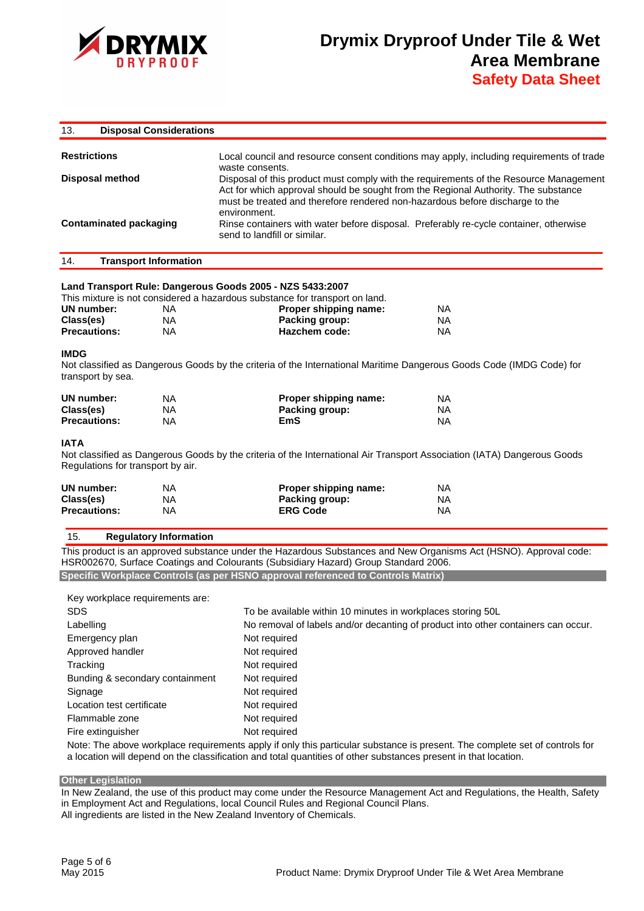## 13. Disposal Considerations

| | |
|---|---|
| **Restrictions** | Local council and resource consent conditions may apply, including requirements of trade waste consents. |
| **Disposal method** | Disposal of this product must comply with the requirements of the Resource Management Act for which approval should be sought from the Regional Authority. The substance must be treated and therefore rendered non-hazardous before discharge to the environment. |
| **Contaminated packaging** | Rinse containers with water before disposal. Preferably re-cycle container, otherwise send to landfill or similar. |

## 14. Transport Information

**Land Transport Rule: Dangerous Goods 2005 - NZS 5433:2007**

This mixture is not considered a hazardous substance for transport on land.

| | | | |
|---|---|---|---|
| **UN number:** | NA | **Proper shipping name:** | NA |
| **Class(es)** | NA | **Packing group:** | NA |
| **Precautions:** | NA | **Hazchem code:** | NA |

**IMDG**

Not classified as Dangerous Goods by the criteria of the International Maritime Dangerous Goods Code (IMDG Code) for transport by sea.

| | | | |
|---|---|---|---|
| **UN number:** | NA | **Proper shipping name:** | NA |
| **Class(es)** | NA | **Packing group:** | NA |
| **Precautions:** | NA | **EmS** | NA |

**IATA**

Not classified as Dangerous Goods by the criteria of the International Air Transport Association (IATA) Dangerous Goods Regulations for transport by air.

| | | | |
|---|---|---|---|
| **UN number:** | NA | **Proper shipping name:** | NA |
| **Class(es)** | NA | **Packing group:** | NA |
| **Precautions:** | NA | **ERG Code** | NA |

## 15. Regulatory Information

This product is an approved substance under the Hazardous Substances and New Organisms Act (HSNO). Approval code: HSR002670, Surface Coatings and Colourants (Subsidiary Hazard) Group Standard 2006.

**Specific Workplace Controls (as per HSNO approval referenced to Controls Matrix)**

Key workplace requirements are:

| | |
|---|---|
| SDS | To be available within 10 minutes in workplaces storing 50L |
| Labelling | No removal of labels and/or decanting of product into other containers can occur. |
| Emergency plan | Not required |
| Approved handler | Not required |
| Tracking | Not required |
| Bunding & secondary containment | Not required |
| Signage | Not required |
| Location test certificate | Not required |
| Flammable zone | Not required |
| Fire extinguisher | Not required |

Note: The above workplace requirements apply if only this particular substance is present. The complete set of controls for a location will depend on the classification and total quantities of other substances present in that location.

**Other Legislation**

In New Zealand, the use of this product may come under the Resource Management Act and Regulations, the Health, Safety in Employment Act and Regulations, local Council Rules and Regional Council Plans.
All ingredients are listed in the New Zealand Inventory of Chemicals.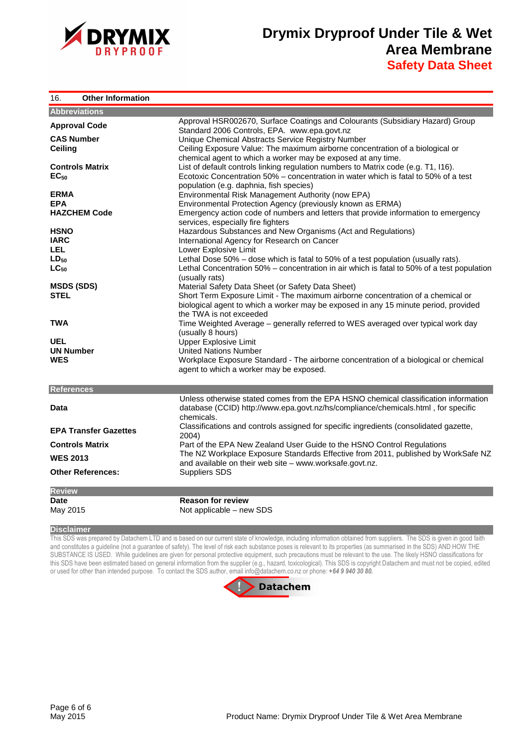## 16. Other Information

### Abbreviations

| | |
|---|---|
| **Approval Code** | Approval HSR002670, Surface Coatings and Colourants (Subsidiary Hazard) Group Standard 2006 Controls, EPA. www.epa.govt.nz |
| **CAS Number** | Unique Chemical Abstracts Service Registry Number |
| **Ceiling** | Ceiling Exposure Value: The maximum airborne concentration of a biological or chemical agent to which a worker may be exposed at any time. |
| **Controls Matrix** | List of default controls linking regulation numbers to Matrix code (e.g. T1, I16). |
| **$EC_{50}$** | Ecotoxic Concentration 50% – concentration in water which is fatal to 50% of a test population (e.g. daphnia, fish species) |
| **ERMA** | Environmental Risk Management Authority (now EPA) |
| **EPA** | Environmental Protection Agency (previously known as ERMA) |
| **HAZCHEM Code** | Emergency action code of numbers and letters that provide information to emergency services, especially fire fighters |
| **HSNO** | Hazardous Substances and New Organisms (Act and Regulations) |
| **IARC** | International Agency for Research on Cancer |
| **LEL** | Lower Explosive Limit |
| **$LD_{50}$** | Lethal Dose 50% – dose which is fatal to 50% of a test population (usually rats). |
| **$LC_{50}$** | Lethal Concentration 50% – concentration in air which is fatal to 50% of a test population (usually rats) |
| **MSDS (SDS)** | Material Safety Data Sheet (or Safety Data Sheet) |
| **STEL** | Short Term Exposure Limit - The maximum airborne concentration of a chemical or biological agent to which a worker may be exposed in any 15 minute period, provided the TWA is not exceeded |
| **TWA** | Time Weighted Average – generally referred to WES averaged over typical work day (usually 8 hours) |
| **UEL** | Upper Explosive Limit |
| **UN Number** | United Nations Number |
| **WES** | Workplace Exposure Standard - The airborne concentration of a biological or chemical agent to which a worker may be exposed. |

### References

| | |
|---|---|
| **Data** | Unless otherwise stated comes from the EPA HSNO chemical classification information database (CCID) http://www.epa.govt.nz/hs/compliance/chemicals.html , for specific chemicals. |
| **EPA Transfer Gazettes** | Classifications and controls assigned for specific ingredients (consolidated gazette, 2004) |
| **Controls Matrix** | Part of the EPA New Zealand User Guide to the HSNO Control Regulations |
| **WES 2013** | The NZ Workplace Exposure Standards Effective from 2011, published by WorkSafe NZ and available on their web site – www.worksafe.govt.nz. |
| **Other References:** | Suppliers SDS |

### Review

| **Date** | **Reason for review** |
|---|---|
| May 2015 | Not applicable – new SDS |

### Disclaimer

This SDS was prepared by Datachem LTD and is based on our current state of knowledge, including information obtained from suppliers. The SDS is given in good faith and constitutes a guideline (not a guarantee of safety). The level of risk each substance poses is relevant to its properties (as summarised in the SDS) AND HOW THE SUBSTANCE IS USED. While guidelines are given for personal protective equipment, such precautions must be relevant to the use. The likely HSNO classifications for this SDS have been estimated based on general information from the supplier (e.g., hazard, toxicological). This SDS is copyright Datachem and must not be copied, edited or used for other than intended purpose. To contact the SDS author, email info@datachem.co.nz or phone: ***+64 9 940 30 80.***

Datachem